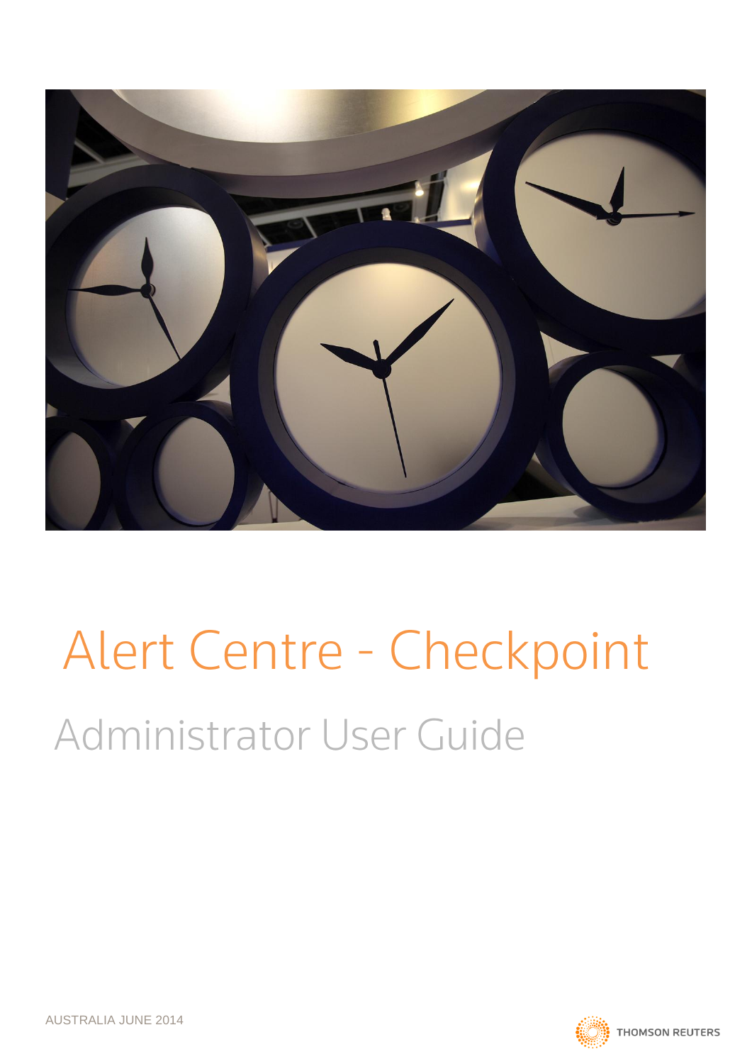# Alert Centre - Checkpoint

## Administrator User Guide

AUSTRALIA JUNE 2014

THOMSON REUTERS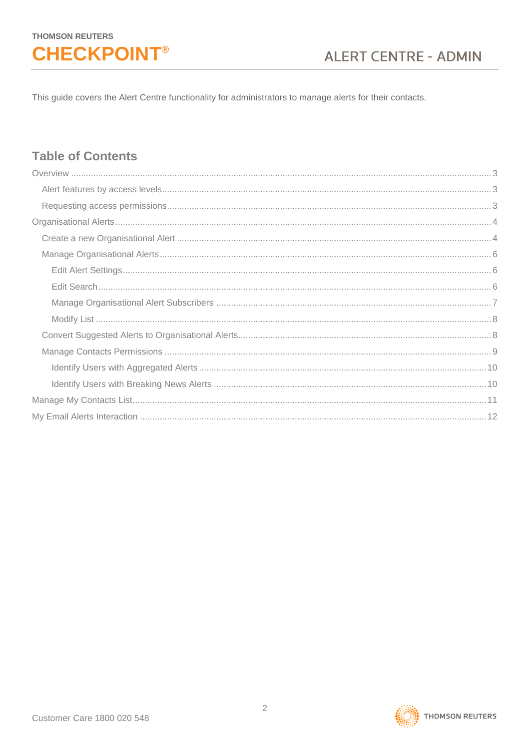This guide covers the Alert Centre functionality for administrators to manage alerts for their contacts.

## Table of Contents

- Overview ..... 3
  - Alert features by access levels ..... 3
  - Requesting access permissions ..... 3
- Organisational Alerts ..... 4
  - Create a new Organisational Alert ..... 4
  - Manage Organisational Alerts ..... 6
    - Edit Alert Settings ..... 6
    - Edit Search ..... 6
    - Manage Organisational Alert Subscribers ..... 7
    - Modify List ..... 8
  - Convert Suggested Alerts to Organisational Alerts ..... 8
  - Manage Contacts Permissions ..... 9
    - Identify Users with Aggregated Alerts ..... 10
    - Identify Users with Breaking News Alerts ..... 10
- Manage My Contacts List ..... 11
- My Email Alerts Interaction ..... 12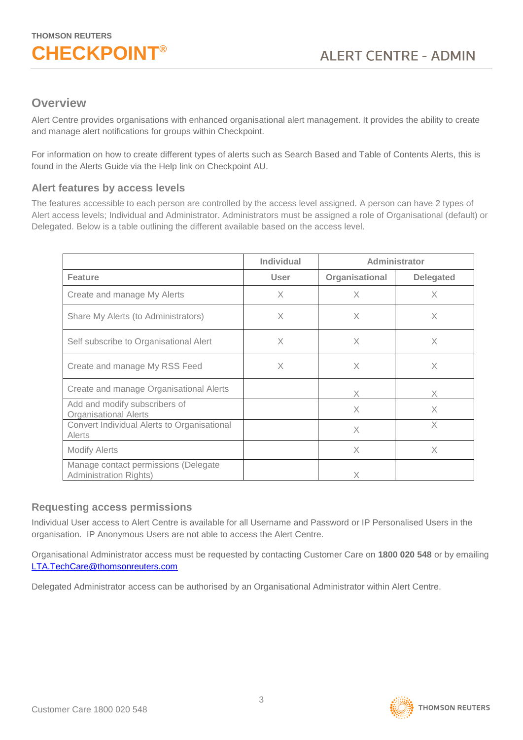## Overview

Alert Centre provides organisations with enhanced organisational alert management. It provides the ability to create and manage alert notifications for groups within Checkpoint.

For information on how to create different types of alerts such as Search Based and Table of Contents Alerts, this is found in the Alerts Guide via the Help link on Checkpoint AU.

### Alert features by access levels

The features accessible to each person are controlled by the access level assigned. A person can have 2 types of Alert access levels; Individual and Administrator. Administrators must be assigned a role of Organisational (default) or Delegated. Below is a table outlining the different available based on the access level.

| | Individual | Administrator | |
|---|---|---|---|
| **Feature** | **User** | **Organisational** | **Delegated** |
| Create and manage My Alerts | X | X | X |
| Share My Alerts (to Administrators) | X | X | X |
| Self subscribe to Organisational Alert | X | X | X |
| Create and manage My RSS Feed | X | X | X |
| Create and manage Organisational Alerts | | X | X |
| Add and modify subscribers of Organisational Alerts | | X | X |
| Convert Individual Alerts to Organisational Alerts | | X | X |
| Modify Alerts | | X | X |
| Manage contact permissions (Delegate Administration Rights) | | X | |

### Requesting access permissions

Individual User access to Alert Centre is available for all Username and Password or IP Personalised Users in the organisation. IP Anonymous Users are not able to access the Alert Centre.

Organisational Administrator access must be requested by contacting Customer Care on **1800 020 548** or by emailing LTA.TechCare@thomsonreuters.com

Delegated Administrator access can be authorised by an Organisational Administrator within Alert Centre.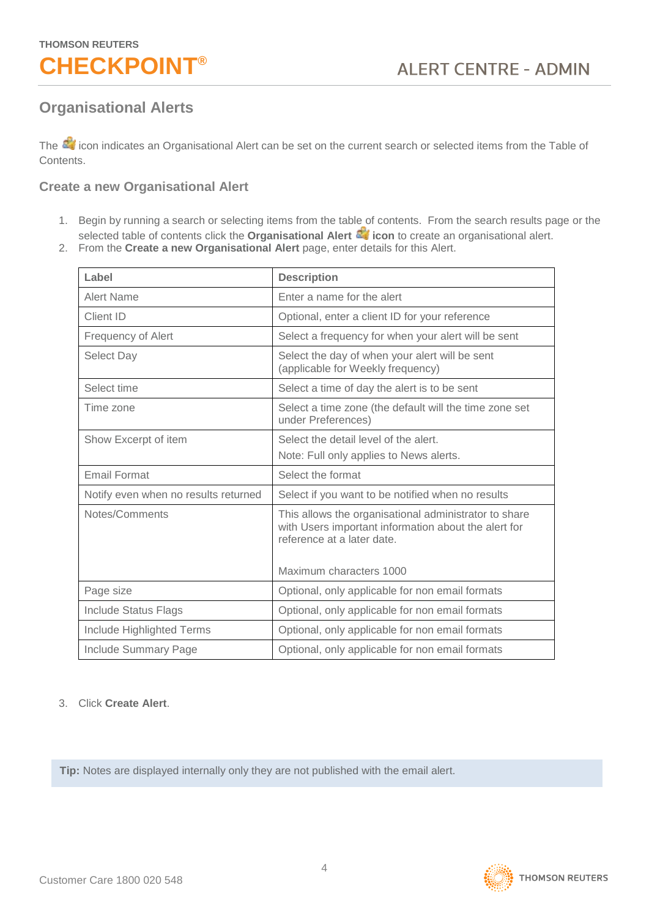# Organisational Alerts

The icon indicates an Organisational Alert can be set on the current search or selected items from the Table of Contents.

## Create a new Organisational Alert

1. Begin by running a search or selecting items from the table of contents. From the search results page or the selected table of contents click the **Organisational Alert** **icon** to create an organisational alert.
2. From the **Create a new Organisational Alert** page, enter details for this Alert.

| Label | Description |
|---|---|
| Alert Name | Enter a name for the alert |
| Client ID | Optional, enter a client ID for your reference |
| Frequency of Alert | Select a frequency for when your alert will be sent |
| Select Day | Select the day of when your alert will be sent (applicable for Weekly frequency) |
| Select time | Select a time of day the alert is to be sent |
| Time zone | Select a time zone (the default will the time zone set under Preferences) |
| Show Excerpt of item | Select the detail level of the alert.<br>Note: Full only applies to News alerts. |
| Email Format | Select the format |
| Notify even when no results returned | Select if you want to be notified when no results |
| Notes/Comments | This allows the organisational administrator to share with Users important information about the alert for reference at a later date.<br><br>Maximum characters 1000 |
| Page size | Optional, only applicable for non email formats |
| Include Status Flags | Optional, only applicable for non email formats |
| Include Highlighted Terms | Optional, only applicable for non email formats |
| Include Summary Page | Optional, only applicable for non email formats |

3. Click **Create Alert**.

**Tip:** Notes are displayed internally only they are not published with the email alert.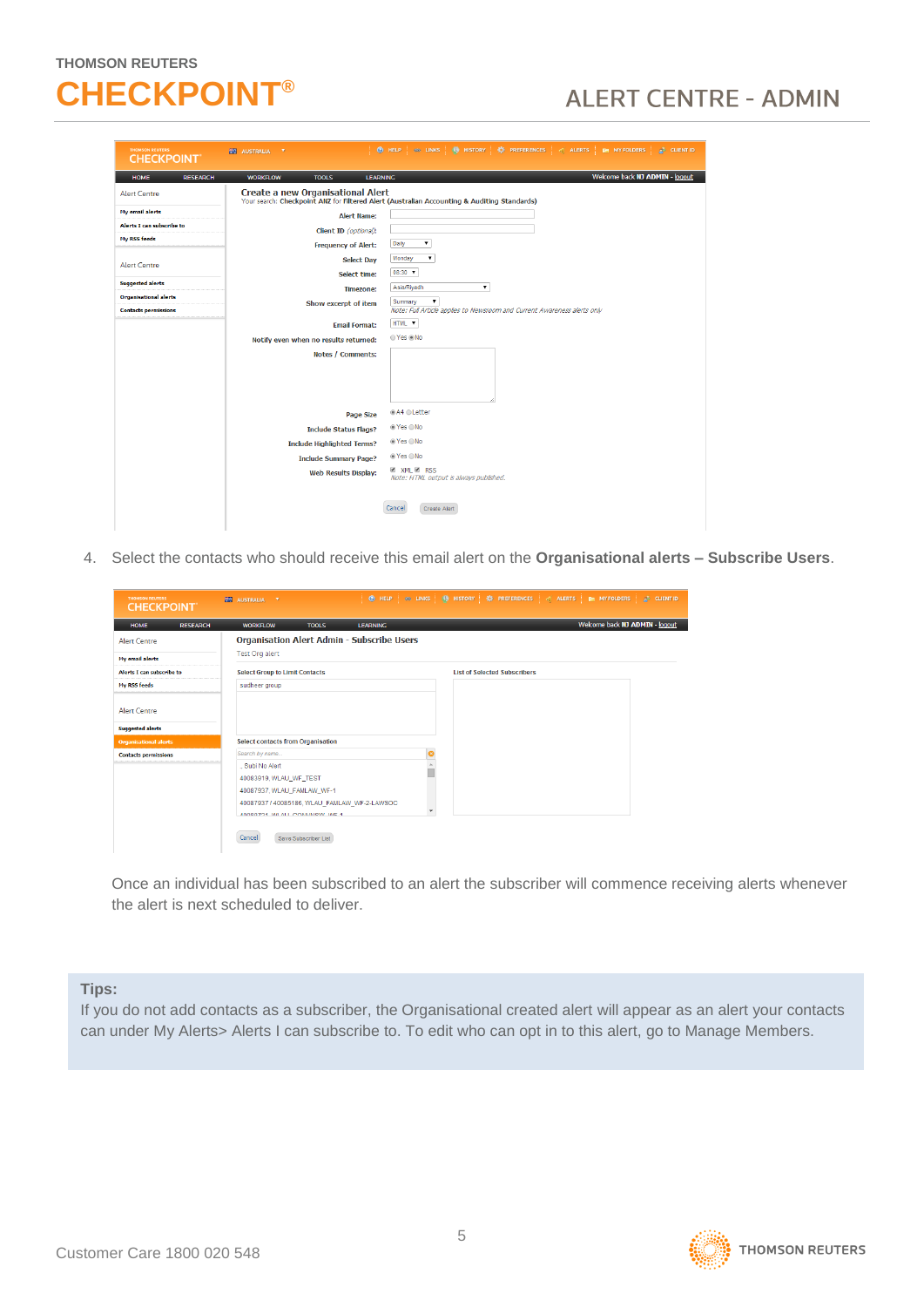4. Select the contacts who should receive this email alert on the **Organisational alerts – Subscribe Users**.

Once an individual has been subscribed to an alert the subscriber will commence receiving alerts whenever the alert is next scheduled to deliver.

**Tips:**
If you do not add contacts as a subscriber, the Organisational created alert will appear as an alert your contacts can under My Alerts> Alerts I can subscribe to. To edit who can opt in to this alert, go to Manage Members.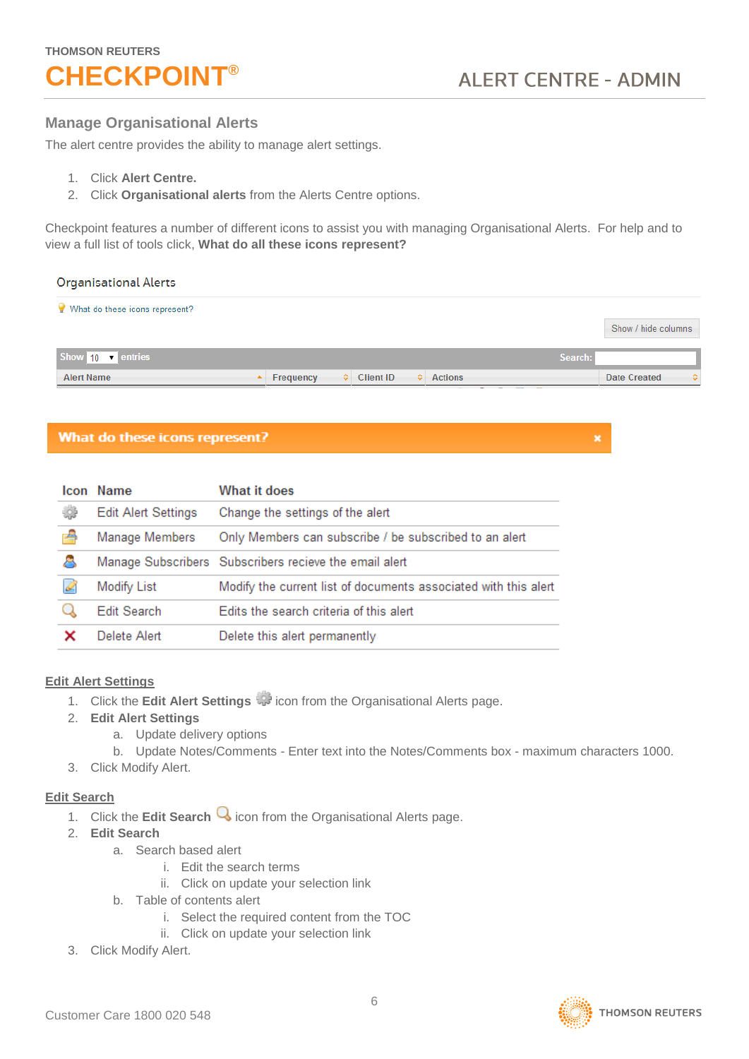## Manage Organisational Alerts

The alert centre provides the ability to manage alert settings.

1. Click **Alert Centre.**
2. Click **Organisational alerts** from the Alerts Centre options.

Checkpoint features a number of different icons to assist you with managing Organisational Alerts. For help and to view a full list of tools click, **What do all these icons represent?**

Organisational Alerts

What do these icons represent?

Show / hide columns

Show 10 entries Search:

| Alert Name | Frequency | Client ID | Actions | Date Created |
|---|---|---|---|---|

**What do these icons represent?**

| Icon | Name | What it does |
|---|---|---|
| | Edit Alert Settings | Change the settings of the alert |
| | Manage Members | Only Members can subscribe / be subscribed to an alert |
| | Manage Subscribers | Subscribers recieve the email alert |
| | Modify List | Modify the current list of documents associated with this alert |
| | Edit Search | Edits the search criteria of this alert |
| ✕ | Delete Alert | Delete this alert permanently |

**Edit Alert Settings**

1. Click the **Edit Alert Settings** icon from the Organisational Alerts page.
2. **Edit Alert Settings**
   a. Update delivery options
   b. Update Notes/Comments - Enter text into the Notes/Comments box - maximum characters 1000.
3. Click Modify Alert.

**Edit Search**

1. Click the **Edit Search** icon from the Organisational Alerts page.
2. **Edit Search**
   a. Search based alert
      i. Edit the search terms
      ii. Click on update your selection link
   b. Table of contents alert
      i. Select the required content from the TOC
      ii. Click on update your selection link
3. Click Modify Alert.

Customer Care 1800 020 548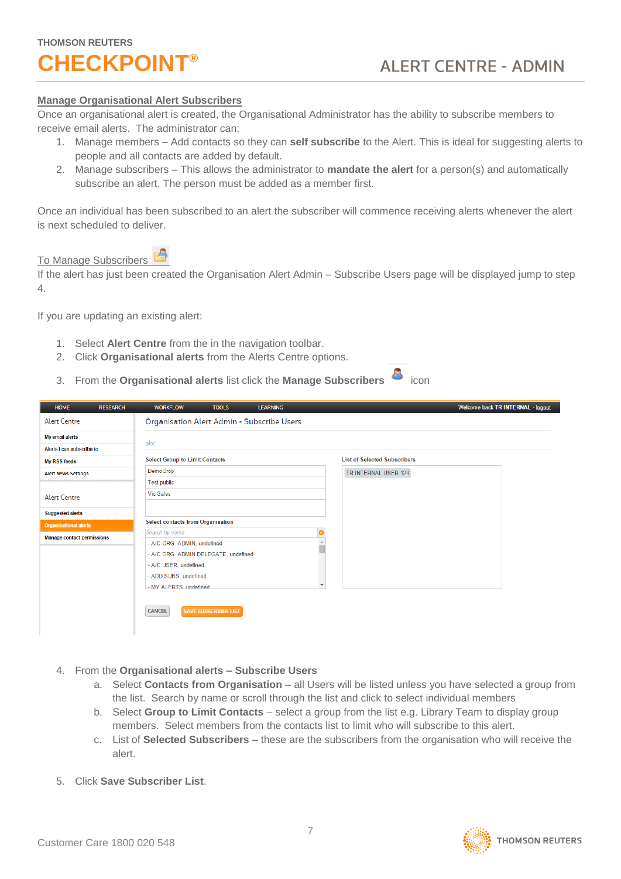## Manage Organisational Alert Subscribers

Once an organisational alert is created, the Organisational Administrator has the ability to subscribe members to receive email alerts. The administrator can;

1. Manage members – Add contacts so they can **self subscribe** to the Alert. This is ideal for suggesting alerts to people and all contacts are added by default.
2. Manage subscribers – This allows the administrator to **mandate the alert** for a person(s) and automatically subscribe an alert. The person must be added as a member first.

Once an individual has been subscribed to an alert the subscriber will commence receiving alerts whenever the alert is next scheduled to deliver.

### To Manage Subscribers

If the alert has just been created the Organisation Alert Admin – Subscribe Users page will be displayed jump to step 4.

If you are updating an existing alert:

1. Select **Alert Centre** from the in the navigation toolbar.
2. Click **Organisational alerts** from the Alerts Centre options.
3. From the **Organisational alerts** list click the **Manage Subscribers** icon

4. From the **Organisational alerts – Subscribe Users**
   a. Select **Contacts from Organisation** – all Users will be listed unless you have selected a group from the list. Search by name or scroll through the list and click to select individual members
   b. Select **Group to Limit Contacts** – select a group from the list e.g. Library Team to display group members. Select members from the contacts list to limit who will subscribe to this alert.
   c. List of **Selected Subscribers** – these are the subscribers from the organisation who will receive the alert.

5. Click **Save Subscriber List**.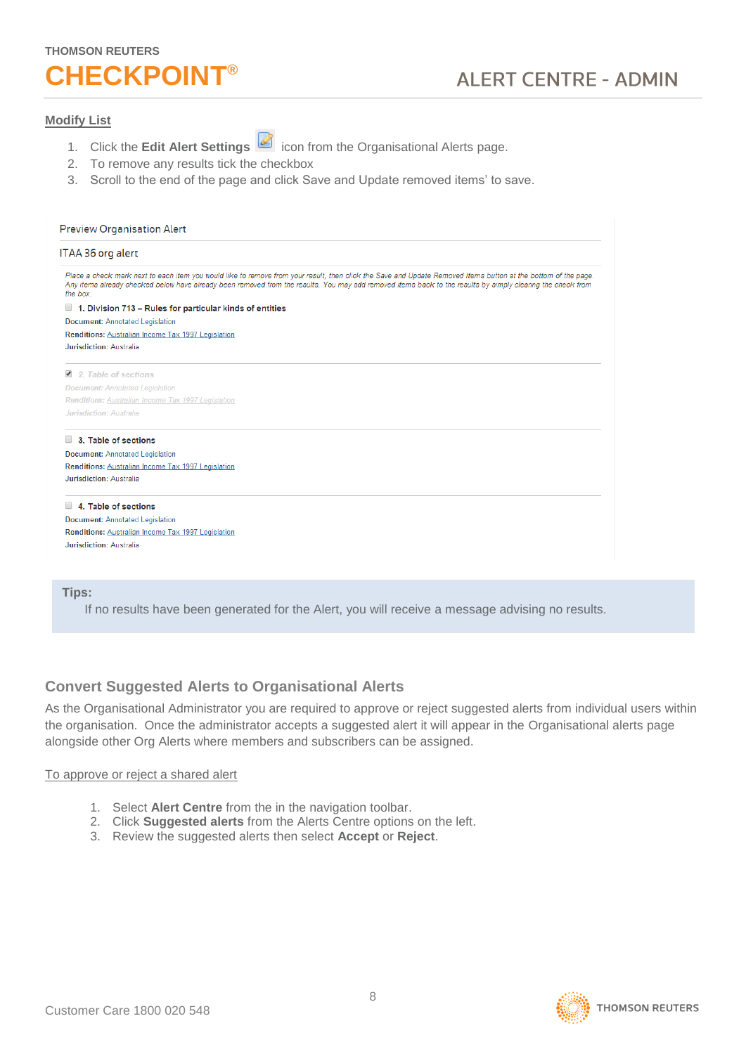## Modify List

1. Click the **Edit Alert Settings** icon from the Organisational Alerts page.
2. To remove any results tick the checkbox
3. Scroll to the end of the page and click Save and Update removed items' to save.

Preview Organisation Alert

ITAA 36 org alert

*Place a check mark next to each item you would like to remove from your result, then click the Save and Update Removed Items button at the bottom of the page. Any items already checked below have already been removed from the results. You may add removed items back to the results by simply clearing the check from the box.*

- [ ] **1. Division 713 – Rules for particular kinds of entities**
**Document:** Annotated Legislation
**Renditions:** Australian Income Tax 1997 Legislation
**Jurisdiction:** Australia

- [x] *2. Table of sections*
*Document: Annotated Legislation*
*Renditions: Australian Income Tax 1997 Legislation*
*Jurisdiction: Australia*

- [ ] **3. Table of sections**
**Document:** Annotated Legislation
**Renditions:** Australian Income Tax 1997 Legislation
**Jurisdiction:** Australia

- [ ] **4. Table of sections**
**Document:** Annotated Legislation
**Renditions:** Australian Income Tax 1997 Legislation
**Jurisdiction:** Australia

**Tips:**
If no results have been generated for the Alert, you will receive a message advising no results.

## Convert Suggested Alerts to Organisational Alerts

As the Organisational Administrator you are required to approve or reject suggested alerts from individual users within the organisation. Once the administrator accepts a suggested alert it will appear in the Organisational alerts page alongside other Org Alerts where members and subscribers can be assigned.

To approve or reject a shared alert

1. Select **Alert Centre** from the in the navigation toolbar.
2. Click **Suggested alerts** from the Alerts Centre options on the left.
3. Review the suggested alerts then select **Accept** or **Reject**.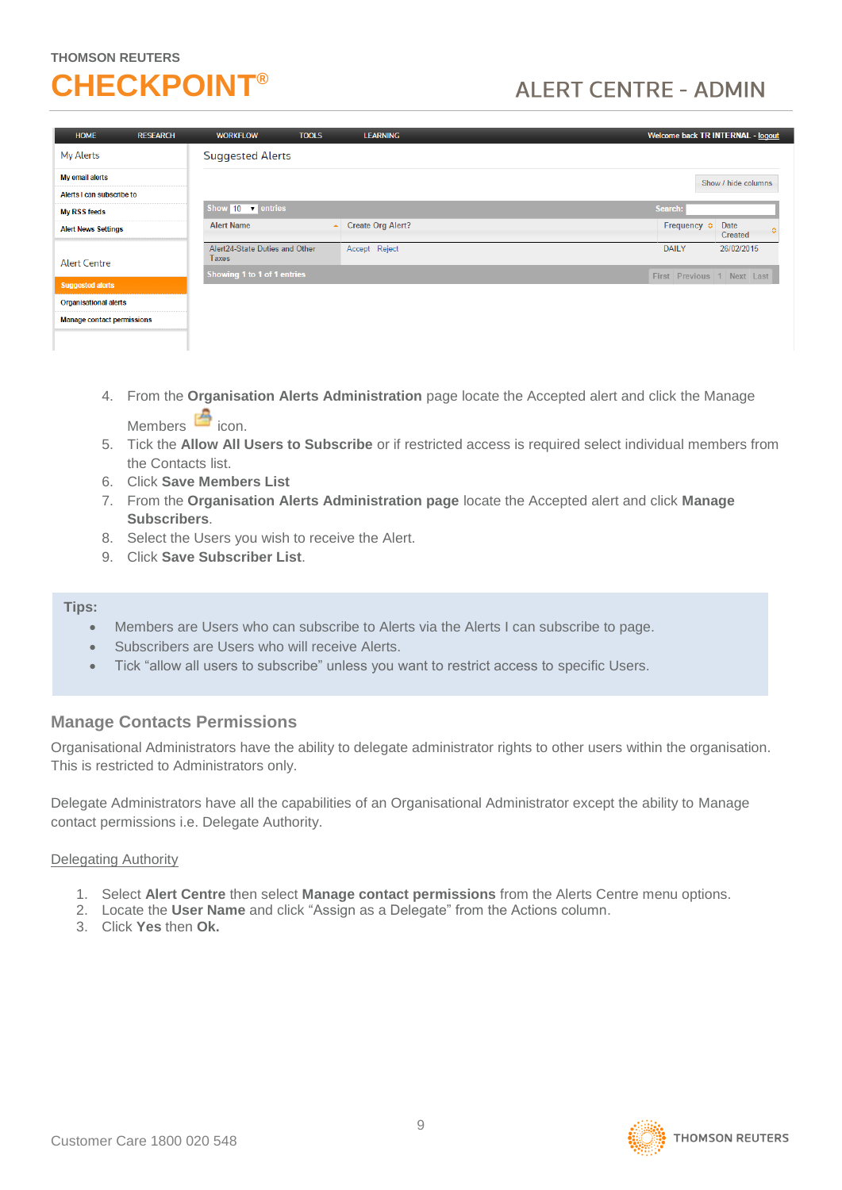4. From the **Organisation Alerts Administration** page locate the Accepted alert and click the Manage Members icon.
5. Tick the **Allow All Users to Subscribe** or if restricted access is required select individual members from the Contacts list.
6. Click **Save Members List**
7. From the **Organisation Alerts Administration page** locate the Accepted alert and click **Manage Subscribers**.
8. Select the Users you wish to receive the Alert.
9. Click **Save Subscriber List**.

**Tips:**

- Members are Users who can subscribe to Alerts via the Alerts I can subscribe to page.
- Subscribers are Users who will receive Alerts.
- Tick "allow all users to subscribe" unless you want to restrict access to specific Users.

## Manage Contacts Permissions

Organisational Administrators have the ability to delegate administrator rights to other users within the organisation. This is restricted to Administrators only.

Delegate Administrators have all the capabilities of an Organisational Administrator except the ability to Manage contact permissions i.e. Delegate Authority.

Delegating Authority

1. Select **Alert Centre** then select **Manage contact permissions** from the Alerts Centre menu options.
2. Locate the **User Name** and click "Assign as a Delegate" from the Actions column.
3. Click **Yes** then **Ok.**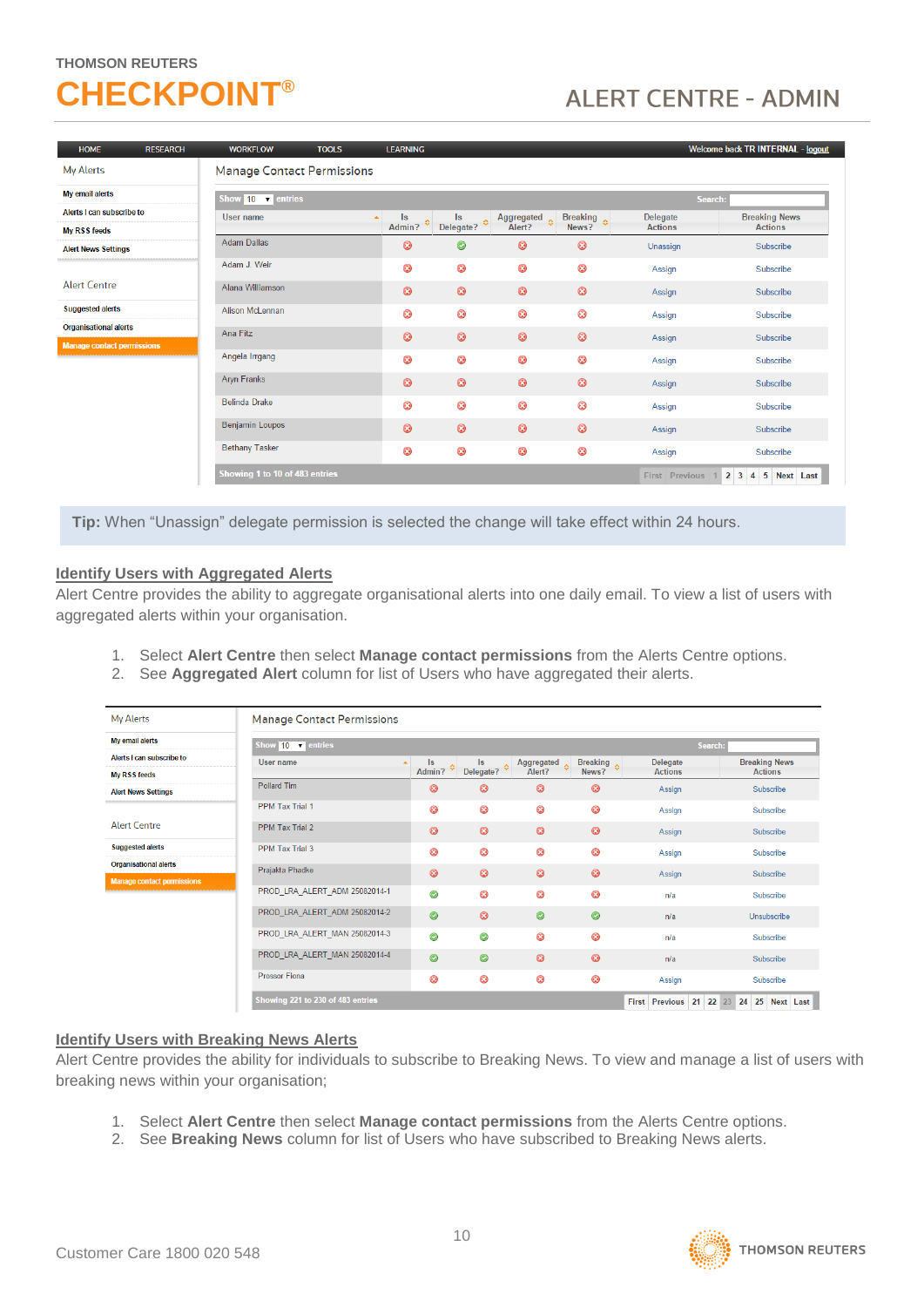THOMSON REUTERS

# CHECKPOINT®

## ALERT CENTRE - ADMIN

HOME RESEARCH WORKFLOW TOOLS LEARNING — Welcome back TR INTERNAL - logout

My Alerts
- My email alerts
- Alerts I can subscribe to
- My RSS feeds
- Alert News Settings

Alert Centre
- Suggested alerts
- Organisational alerts
- Manage contact permissions

Manage Contact Permissions

Show 10 entries — Search:

| User name | Is Admin? | Is Delegate? | Aggregated Alert? | Breaking News? | Delegate Actions | Breaking News Actions |
|---|---|---|---|---|---|---|
| Adam Dallas | ✗ | ✓ | ✗ | ✗ | Unassign | Subscribe |
| Adam J. Weir | ✗ | ✗ | ✗ | ✗ | Assign | Subscribe |
| Alana Williamson | ✗ | ✗ | ✗ | ✗ | Assign | Subscribe |
| Alison McLennan | ✗ | ✗ | ✗ | ✗ | Assign | Subscribe |
| Ana Fitz | ✗ | ✗ | ✗ | ✗ | Assign | Subscribe |
| Angela Irrgang | ✗ | ✗ | ✗ | ✗ | Assign | Subscribe |
| Aryn Franks | ✗ | ✗ | ✗ | ✗ | Assign | Subscribe |
| Belinda Drake | ✗ | ✗ | ✗ | ✗ | Assign | Subscribe |
| Benjamin Loupos | ✗ | ✗ | ✗ | ✗ | Assign | Subscribe |
| Bethany Tasker | ✗ | ✗ | ✗ | ✗ | Assign | Subscribe |

Showing 1 to 10 of 483 entries — First Previous 1 2 3 4 5 Next Last

**Tip:** When "Unassign" delegate permission is selected the change will take effect within 24 hours.

## Identify Users with Aggregated Alerts

Alert Centre provides the ability to aggregate organisational alerts into one daily email. To view a list of users with aggregated alerts within your organisation.

1. Select **Alert Centre** then select **Manage contact permissions** from the Alerts Centre options.
2. See **Aggregated Alert** column for list of Users who have aggregated their alerts.

Manage Contact Permissions

| User name | Is Admin? | Is Delegate? | Aggregated Alert? | Breaking News? | Delegate Actions | Breaking News Actions |
|---|---|---|---|---|---|---|
| Pollard Tim | ✗ | ✗ | ✗ | ✗ | Assign | Subscribe |
| PPM Tax Trial 1 | ✗ | ✗ | ✗ | ✗ | Assign | Subscribe |
| PPM Tax Trial 2 | ✗ | ✗ | ✗ | ✗ | Assign | Subscribe |
| PPM Tax Trial 3 | ✗ | ✗ | ✗ | ✗ | Assign | Subscribe |
| Prajakta Phadke | ✗ | ✗ | ✗ | ✗ | Assign | Subscribe |
| PROD_LRA_ALERT_ADM 25082014-1 | ✓ | ✗ | ✗ | ✗ | n/a | Subscribe |
| PROD_LRA_ALERT_ADM 25082014-2 | ✓ | ✗ | ✓ | ✓ | n/a | Unsubscribe |
| PROD_LRA_ALERT_MAN 25082014-3 | ✓ | ✓ | ✗ | ✗ | n/a | Subscribe |
| PROD_LRA_ALERT_MAN 25082014-4 | ✓ | ✓ | ✗ | ✗ | n/a | Subscribe |
| Prossor Fiona | ✗ | ✗ | ✗ | ✗ | Assign | Subscribe |

Showing 221 to 230 of 483 entries — First Previous 21 22 23 24 25 Next Last

## Identify Users with Breaking News Alerts

Alert Centre provides the ability for individuals to subscribe to Breaking News. To view and manage a list of users with breaking news within your organisation;

1. Select **Alert Centre** then select **Manage contact permissions** from the Alerts Centre options.
2. See **Breaking News** column for list of Users who have subscribed to Breaking News alerts.

Customer Care 1800 020 548

THOMSON REUTERS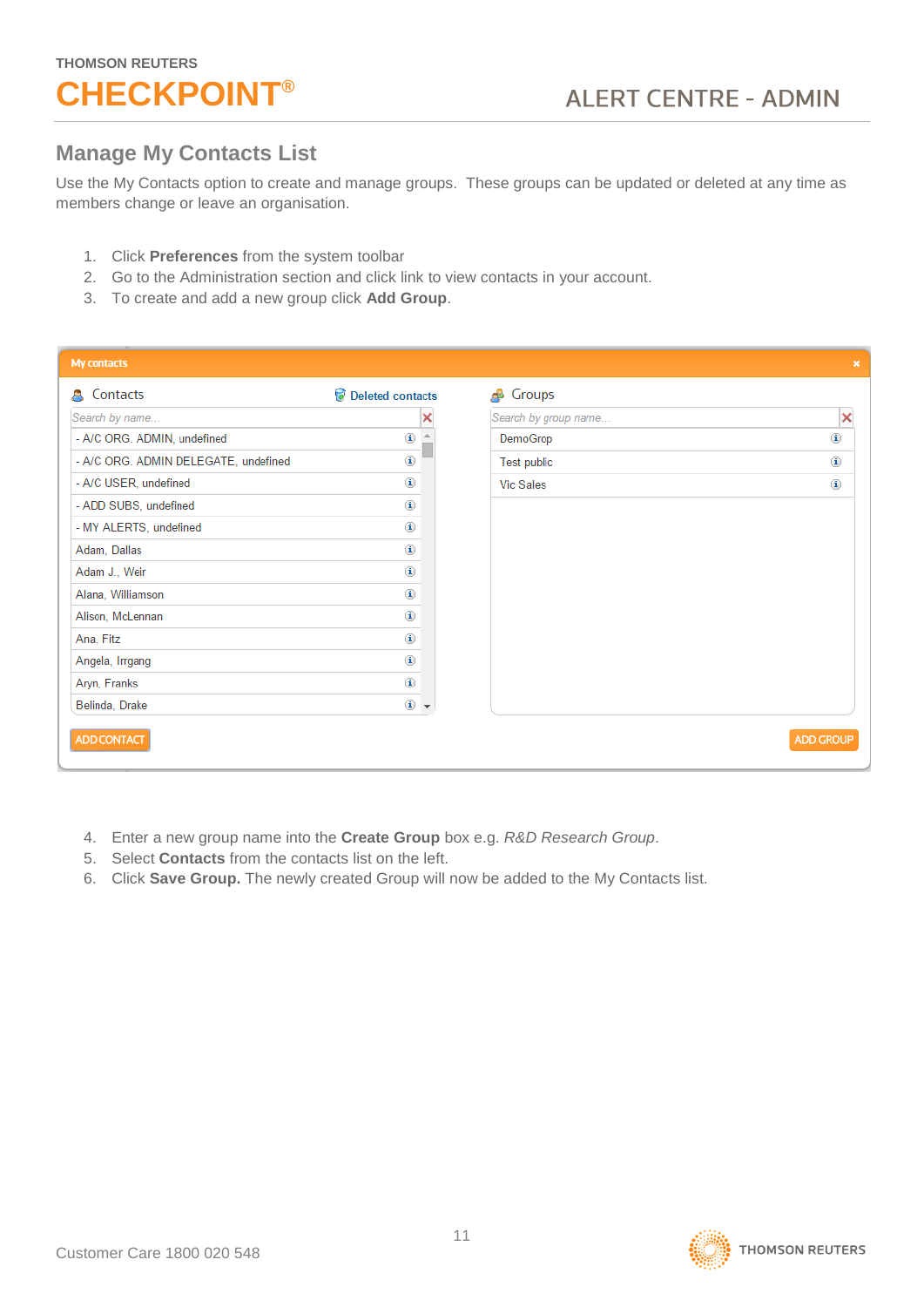## Manage My Contacts List

Use the My Contacts option to create and manage groups. These groups can be updated or deleted at any time as members change or leave an organisation.

1. Click **Preferences** from the system toolbar
2. Go to the Administration section and click link to view contacts in your account.
3. To create and add a new group click **Add Group**.

My contacts

Contacts | Deleted contacts

- A/C ORG. ADMIN, undefined
- A/C ORG. ADMIN DELEGATE, undefined
- A/C USER, undefined
- ADD SUBS, undefined
- MY ALERTS, undefined
- Adam, Dallas
- Adam J., Weir
- Alana, Williamson
- Alison, McLennan
- Ana, Fitz
- Angela, Irrgang
- Aryn, Franks
- Belinda, Drake

ADD CONTACT

Groups

- DemoGrop
- Test public
- Vic Sales

ADD GROUP

4. Enter a new group name into the **Create Group** box e.g. *R&D Research Group*.
5. Select **Contacts** from the contacts list on the left.
6. Click **Save Group.** The newly created Group will now be added to the My Contacts list.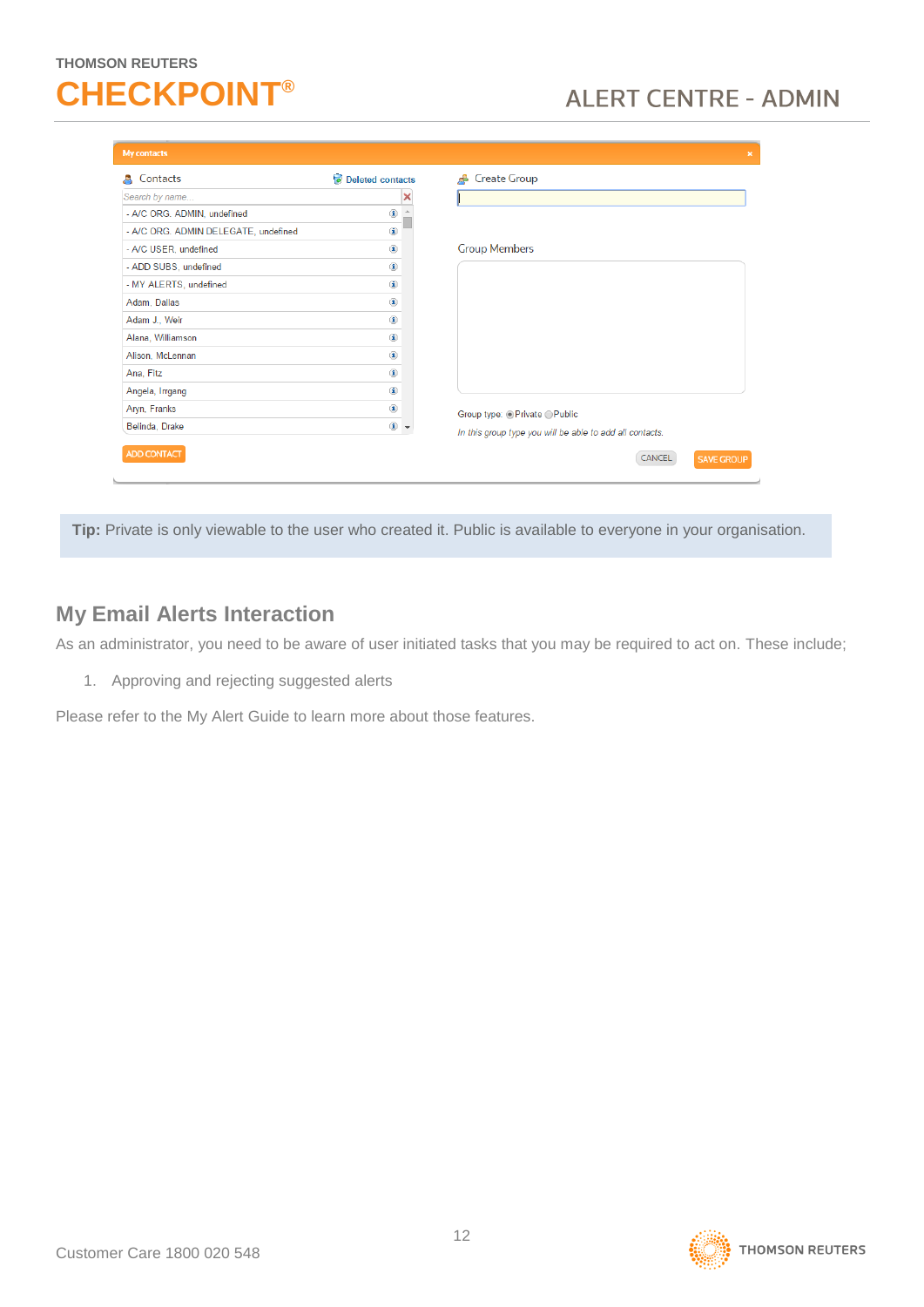**Tip:** Private is only viewable to the user who created it. Public is available to everyone in your organisation.

## My Email Alerts Interaction

As an administrator, you need to be aware of user initiated tasks that you may be required to act on. These include;

1. Approving and rejecting suggested alerts

Please refer to the My Alert Guide to learn more about those features.